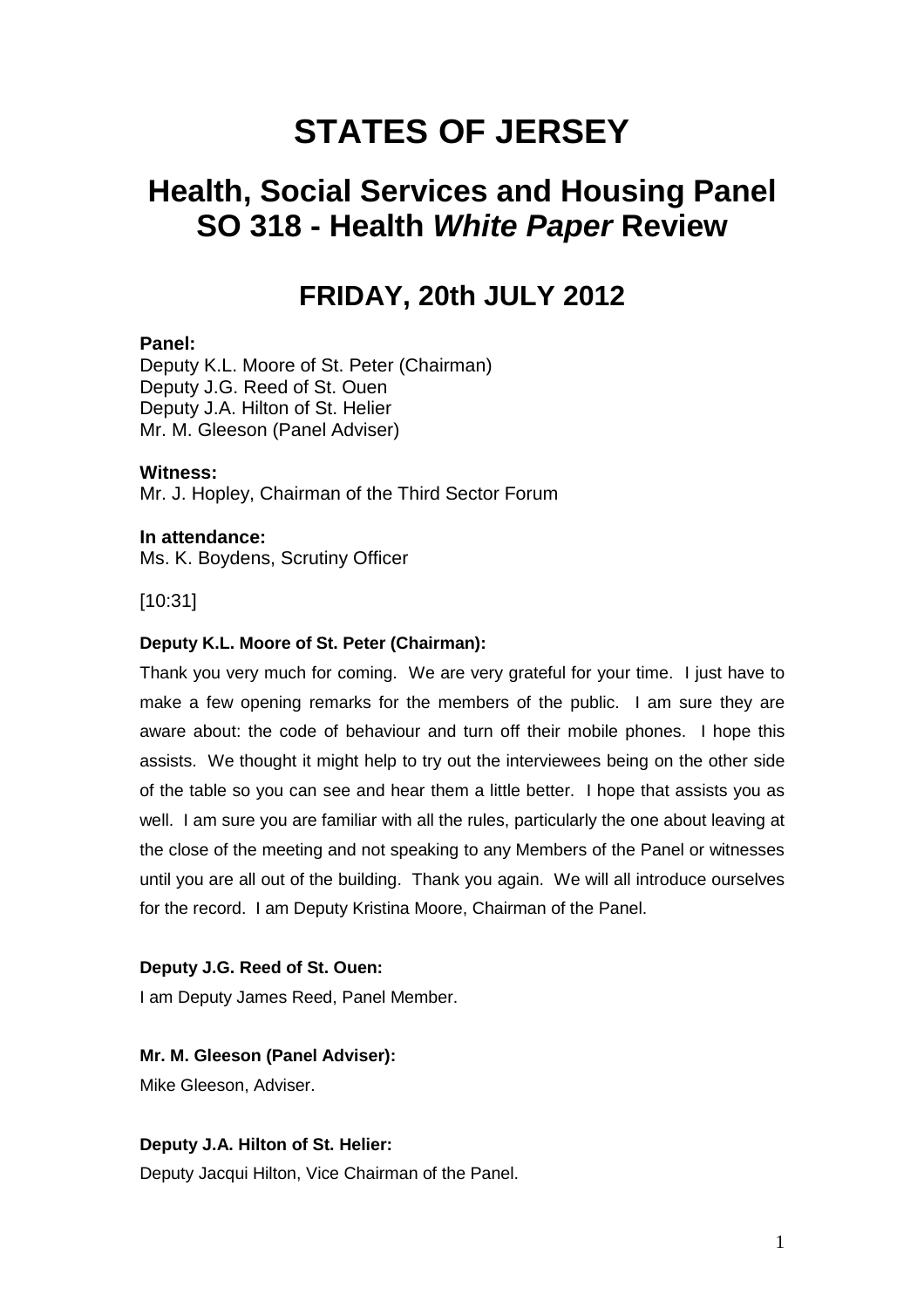# STATES OF JERSEY

## Health, Social Services and Housing Panel SO 318 - Health *White Paper* Review

## FRIDAY, 20th JULY 2012

**Panel:**
Deputy K.L. Moore of St. Peter (Chairman)
Deputy J.G. Reed of St. Ouen
Deputy J.A. Hilton of St. Helier
Mr. M. Gleeson (Panel Adviser)

**Witness:**
Mr. J. Hopley, Chairman of the Third Sector Forum

**In attendance:**
Ms. K. Boydens, Scrutiny Officer

[10:31]

**Deputy K.L. Moore of St. Peter (Chairman):**

Thank you very much for coming. We are very grateful for your time. I just have to make a few opening remarks for the members of the public. I am sure they are aware about: the code of behaviour and turn off their mobile phones. I hope this assists. We thought it might help to try out the interviewees being on the other side of the table so you can see and hear them a little better. I hope that assists you as well. I am sure you are familiar with all the rules, particularly the one about leaving at the close of the meeting and not speaking to any Members of the Panel or witnesses until you are all out of the building. Thank you again. We will all introduce ourselves for the record. I am Deputy Kristina Moore, Chairman of the Panel.

**Deputy J.G. Reed of St. Ouen:**

I am Deputy James Reed, Panel Member.

**Mr. M. Gleeson (Panel Adviser):**

Mike Gleeson, Adviser.

**Deputy J.A. Hilton of St. Helier:**

Deputy Jacqui Hilton, Vice Chairman of the Panel.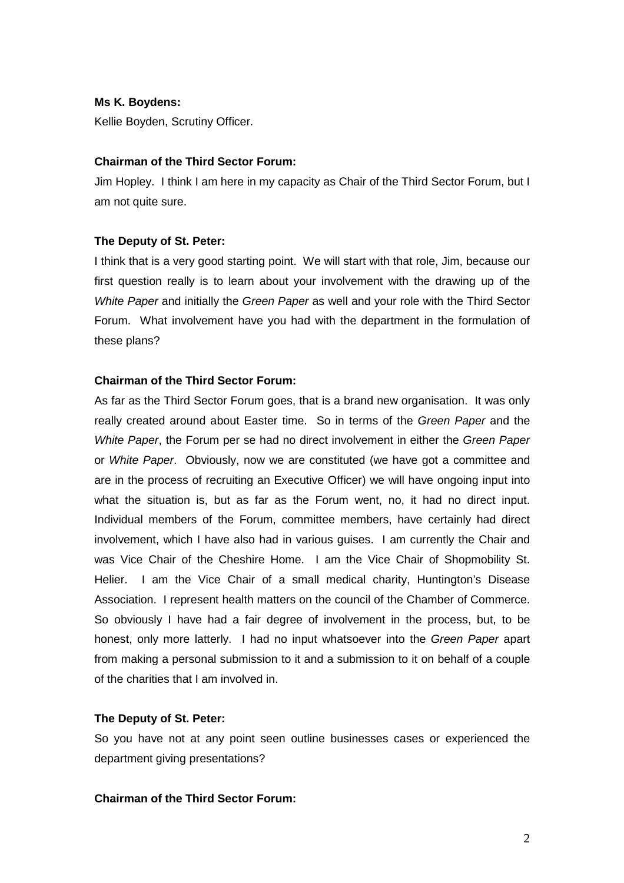**Ms K. Boydens:**

Kellie Boyden, Scrutiny Officer.

**Chairman of the Third Sector Forum:**

Jim Hopley. I think I am here in my capacity as Chair of the Third Sector Forum, but I am not quite sure.

**The Deputy of St. Peter:**

I think that is a very good starting point. We will start with that role, Jim, because our first question really is to learn about your involvement with the drawing up of the *White Paper* and initially the *Green Paper* as well and your role with the Third Sector Forum. What involvement have you had with the department in the formulation of these plans?

**Chairman of the Third Sector Forum:**

As far as the Third Sector Forum goes, that is a brand new organisation. It was only really created around about Easter time. So in terms of the *Green Paper* and the *White Paper*, the Forum per se had no direct involvement in either the *Green Paper* or *White Paper*. Obviously, now we are constituted (we have got a committee and are in the process of recruiting an Executive Officer) we will have ongoing input into what the situation is, but as far as the Forum went, no, it had no direct input. Individual members of the Forum, committee members, have certainly had direct involvement, which I have also had in various guises. I am currently the Chair and was Vice Chair of the Cheshire Home. I am the Vice Chair of Shopmobility St. Helier. I am the Vice Chair of a small medical charity, Huntington's Disease Association. I represent health matters on the council of the Chamber of Commerce. So obviously I have had a fair degree of involvement in the process, but, to be honest, only more latterly. I had no input whatsoever into the *Green Paper* apart from making a personal submission to it and a submission to it on behalf of a couple of the charities that I am involved in.

**The Deputy of St. Peter:**

So you have not at any point seen outline businesses cases or experienced the department giving presentations?

**Chairman of the Third Sector Forum:**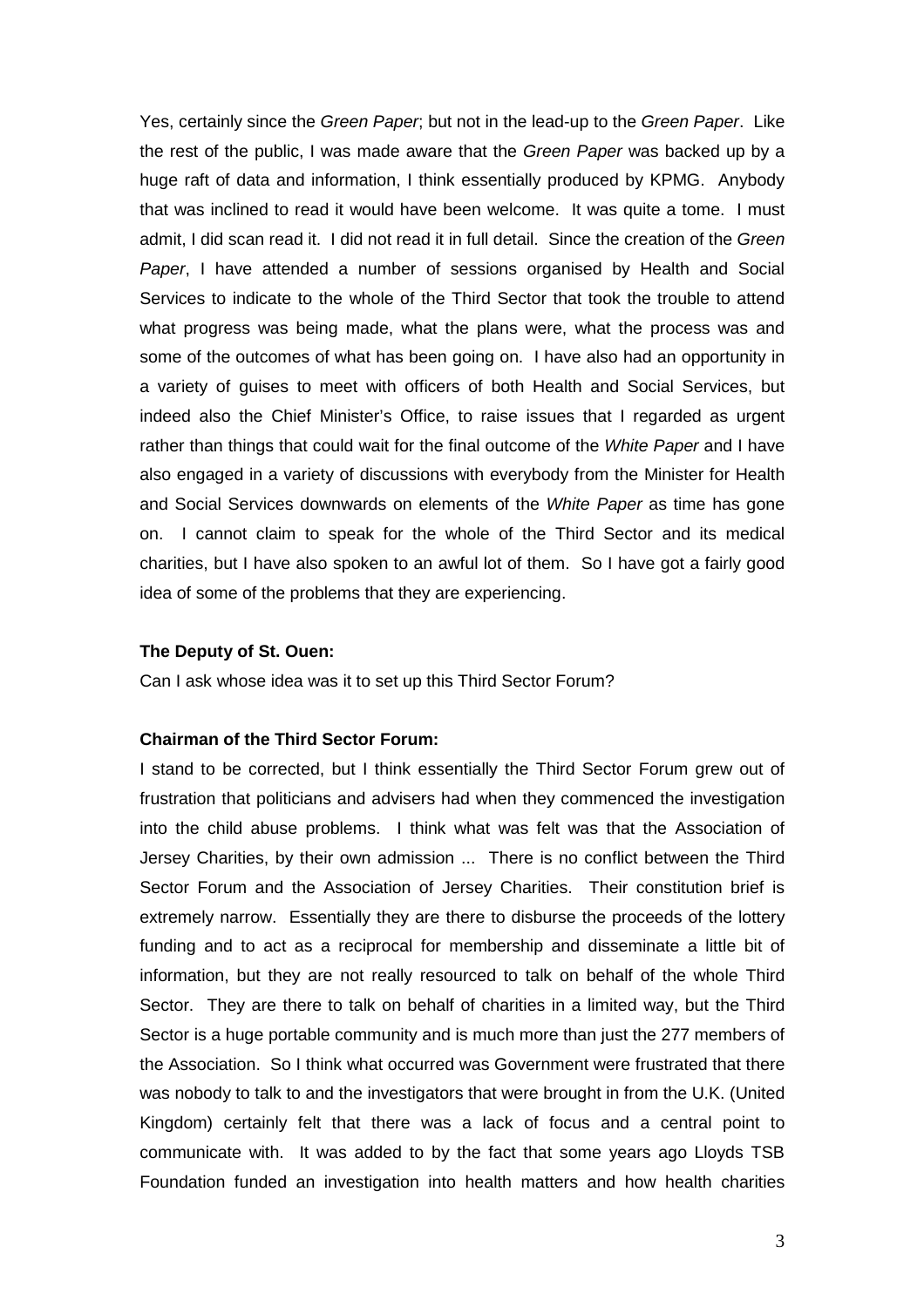Yes, certainly since the *Green Paper*; but not in the lead-up to the *Green Paper*. Like the rest of the public, I was made aware that the *Green Paper* was backed up by a huge raft of data and information, I think essentially produced by KPMG. Anybody that was inclined to read it would have been welcome. It was quite a tome. I must admit, I did scan read it. I did not read it in full detail. Since the creation of the *Green Paper*, I have attended a number of sessions organised by Health and Social Services to indicate to the whole of the Third Sector that took the trouble to attend what progress was being made, what the plans were, what the process was and some of the outcomes of what has been going on. I have also had an opportunity in a variety of guises to meet with officers of both Health and Social Services, but indeed also the Chief Minister's Office, to raise issues that I regarded as urgent rather than things that could wait for the final outcome of the *White Paper* and I have also engaged in a variety of discussions with everybody from the Minister for Health and Social Services downwards on elements of the *White Paper* as time has gone on. I cannot claim to speak for the whole of the Third Sector and its medical charities, but I have also spoken to an awful lot of them. So I have got a fairly good idea of some of the problems that they are experiencing.

**The Deputy of St. Ouen:**

Can I ask whose idea was it to set up this Third Sector Forum?

**Chairman of the Third Sector Forum:**

I stand to be corrected, but I think essentially the Third Sector Forum grew out of frustration that politicians and advisers had when they commenced the investigation into the child abuse problems. I think what was felt was that the Association of Jersey Charities, by their own admission ... There is no conflict between the Third Sector Forum and the Association of Jersey Charities. Their constitution brief is extremely narrow. Essentially they are there to disburse the proceeds of the lottery funding and to act as a reciprocal for membership and disseminate a little bit of information, but they are not really resourced to talk on behalf of the whole Third Sector. They are there to talk on behalf of charities in a limited way, but the Third Sector is a huge portable community and is much more than just the 277 members of the Association. So I think what occurred was Government were frustrated that there was nobody to talk to and the investigators that were brought in from the U.K. (United Kingdom) certainly felt that there was a lack of focus and a central point to communicate with. It was added to by the fact that some years ago Lloyds TSB Foundation funded an investigation into health matters and how health charities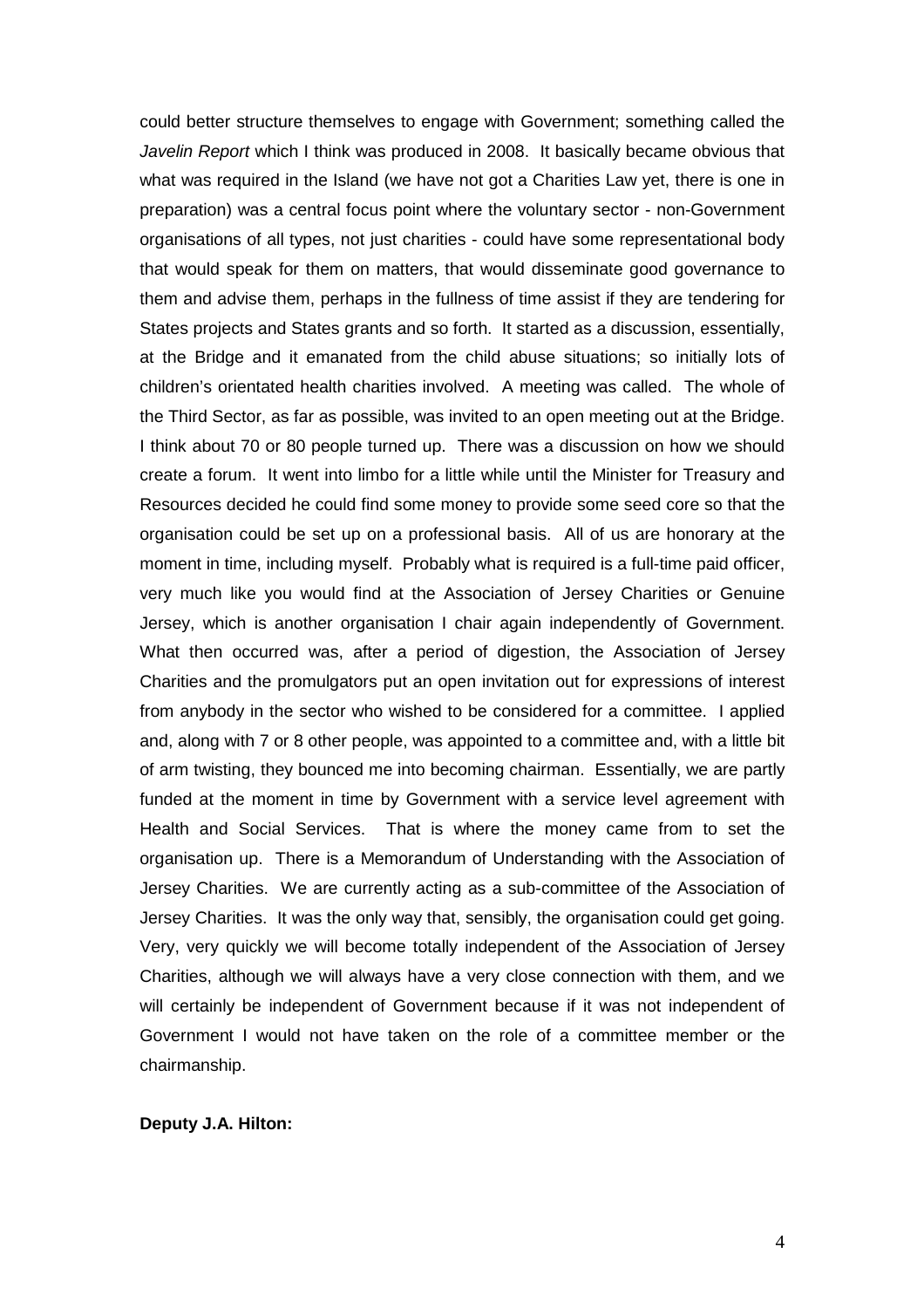could better structure themselves to engage with Government; something called the *Javelin Report* which I think was produced in 2008. It basically became obvious that what was required in the Island (we have not got a Charities Law yet, there is one in preparation) was a central focus point where the voluntary sector - non-Government organisations of all types, not just charities - could have some representational body that would speak for them on matters, that would disseminate good governance to them and advise them, perhaps in the fullness of time assist if they are tendering for States projects and States grants and so forth. It started as a discussion, essentially, at the Bridge and it emanated from the child abuse situations; so initially lots of children's orientated health charities involved. A meeting was called. The whole of the Third Sector, as far as possible, was invited to an open meeting out at the Bridge. I think about 70 or 80 people turned up. There was a discussion on how we should create a forum. It went into limbo for a little while until the Minister for Treasury and Resources decided he could find some money to provide some seed core so that the organisation could be set up on a professional basis. All of us are honorary at the moment in time, including myself. Probably what is required is a full-time paid officer, very much like you would find at the Association of Jersey Charities or Genuine Jersey, which is another organisation I chair again independently of Government. What then occurred was, after a period of digestion, the Association of Jersey Charities and the promulgators put an open invitation out for expressions of interest from anybody in the sector who wished to be considered for a committee. I applied and, along with 7 or 8 other people, was appointed to a committee and, with a little bit of arm twisting, they bounced me into becoming chairman. Essentially, we are partly funded at the moment in time by Government with a service level agreement with Health and Social Services. That is where the money came from to set the organisation up. There is a Memorandum of Understanding with the Association of Jersey Charities. We are currently acting as a sub-committee of the Association of Jersey Charities. It was the only way that, sensibly, the organisation could get going. Very, very quickly we will become totally independent of the Association of Jersey Charities, although we will always have a very close connection with them, and we will certainly be independent of Government because if it was not independent of Government I would not have taken on the role of a committee member or the chairmanship.

**Deputy J.A. Hilton:**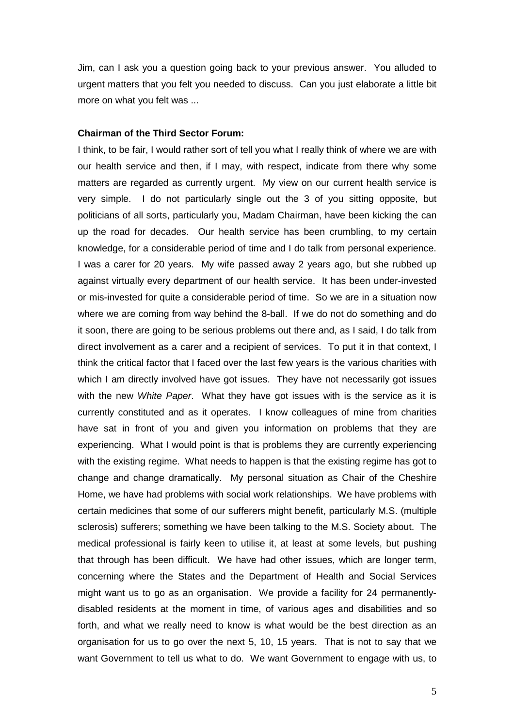Jim, can I ask you a question going back to your previous answer. You alluded to urgent matters that you felt you needed to discuss. Can you just elaborate a little bit more on what you felt was ...

**Chairman of the Third Sector Forum:**

I think, to be fair, I would rather sort of tell you what I really think of where we are with our health service and then, if I may, with respect, indicate from there why some matters are regarded as currently urgent. My view on our current health service is very simple. I do not particularly single out the 3 of you sitting opposite, but politicians of all sorts, particularly you, Madam Chairman, have been kicking the can up the road for decades. Our health service has been crumbling, to my certain knowledge, for a considerable period of time and I do talk from personal experience. I was a carer for 20 years. My wife passed away 2 years ago, but she rubbed up against virtually every department of our health service. It has been under-invested or mis-invested for quite a considerable period of time. So we are in a situation now where we are coming from way behind the 8-ball. If we do not do something and do it soon, there are going to be serious problems out there and, as I said, I do talk from direct involvement as a carer and a recipient of services. To put it in that context, I think the critical factor that I faced over the last few years is the various charities with which I am directly involved have got issues. They have not necessarily got issues with the new *White Paper*. What they have got issues with is the service as it is currently constituted and as it operates. I know colleagues of mine from charities have sat in front of you and given you information on problems that they are experiencing. What I would point is that is problems they are currently experiencing with the existing regime. What needs to happen is that the existing regime has got to change and change dramatically. My personal situation as Chair of the Cheshire Home, we have had problems with social work relationships. We have problems with certain medicines that some of our sufferers might benefit, particularly M.S. (multiple sclerosis) sufferers; something we have been talking to the M.S. Society about. The medical professional is fairly keen to utilise it, at least at some levels, but pushing that through has been difficult. We have had other issues, which are longer term, concerning where the States and the Department of Health and Social Services might want us to go as an organisation. We provide a facility for 24 permanently-disabled residents at the moment in time, of various ages and disabilities and so forth, and what we really need to know is what would be the best direction as an organisation for us to go over the next 5, 10, 15 years. That is not to say that we want Government to tell us what to do. We want Government to engage with us, to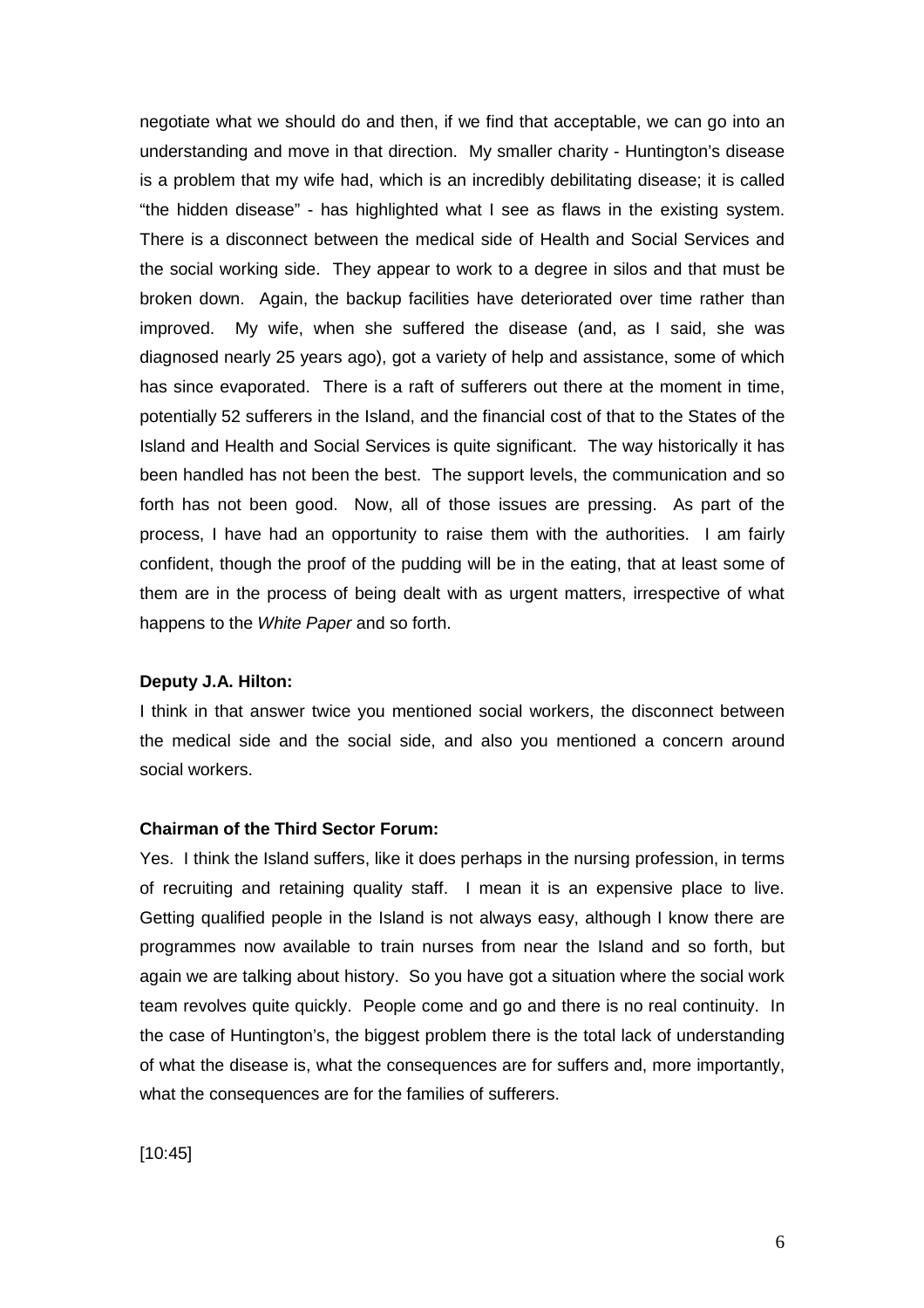negotiate what we should do and then, if we find that acceptable, we can go into an understanding and move in that direction. My smaller charity - Huntington's disease is a problem that my wife had, which is an incredibly debilitating disease; it is called "the hidden disease" - has highlighted what I see as flaws in the existing system. There is a disconnect between the medical side of Health and Social Services and the social working side. They appear to work to a degree in silos and that must be broken down. Again, the backup facilities have deteriorated over time rather than improved. My wife, when she suffered the disease (and, as I said, she was diagnosed nearly 25 years ago), got a variety of help and assistance, some of which has since evaporated. There is a raft of sufferers out there at the moment in time, potentially 52 sufferers in the Island, and the financial cost of that to the States of the Island and Health and Social Services is quite significant. The way historically it has been handled has not been the best. The support levels, the communication and so forth has not been good. Now, all of those issues are pressing. As part of the process, I have had an opportunity to raise them with the authorities. I am fairly confident, though the proof of the pudding will be in the eating, that at least some of them are in the process of being dealt with as urgent matters, irrespective of what happens to the *White Paper* and so forth.

**Deputy J.A. Hilton:**

I think in that answer twice you mentioned social workers, the disconnect between the medical side and the social side, and also you mentioned a concern around social workers.

**Chairman of the Third Sector Forum:**

Yes. I think the Island suffers, like it does perhaps in the nursing profession, in terms of recruiting and retaining quality staff. I mean it is an expensive place to live. Getting qualified people in the Island is not always easy, although I know there are programmes now available to train nurses from near the Island and so forth, but again we are talking about history. So you have got a situation where the social work team revolves quite quickly. People come and go and there is no real continuity. In the case of Huntington's, the biggest problem there is the total lack of understanding of what the disease is, what the consequences are for suffers and, more importantly, what the consequences are for the families of sufferers.

[10:45]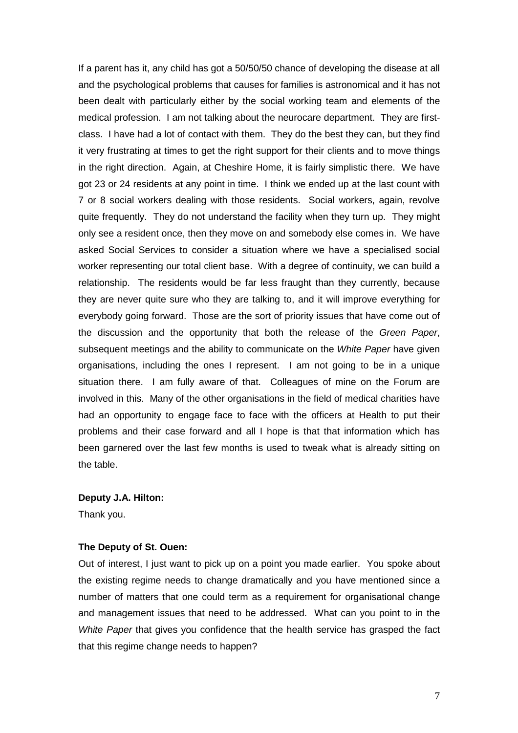If a parent has it, any child has got a 50/50/50 chance of developing the disease at all and the psychological problems that causes for families is astronomical and it has not been dealt with particularly either by the social working team and elements of the medical profession. I am not talking about the neurocare department. They are first-class. I have had a lot of contact with them. They do the best they can, but they find it very frustrating at times to get the right support for their clients and to move things in the right direction. Again, at Cheshire Home, it is fairly simplistic there. We have got 23 or 24 residents at any point in time. I think we ended up at the last count with 7 or 8 social workers dealing with those residents. Social workers, again, revolve quite frequently. They do not understand the facility when they turn up. They might only see a resident once, then they move on and somebody else comes in. We have asked Social Services to consider a situation where we have a specialised social worker representing our total client base. With a degree of continuity, we can build a relationship. The residents would be far less fraught than they currently, because they are never quite sure who they are talking to, and it will improve everything for everybody going forward. Those are the sort of priority issues that have come out of the discussion and the opportunity that both the release of the *Green Paper*, subsequent meetings and the ability to communicate on the *White Paper* have given organisations, including the ones I represent. I am not going to be in a unique situation there. I am fully aware of that. Colleagues of mine on the Forum are involved in this. Many of the other organisations in the field of medical charities have had an opportunity to engage face to face with the officers at Health to put their problems and their case forward and all I hope is that that information which has been garnered over the last few months is used to tweak what is already sitting on the table.

**Deputy J.A. Hilton:**

Thank you.

**The Deputy of St. Ouen:**

Out of interest, I just want to pick up on a point you made earlier. You spoke about the existing regime needs to change dramatically and you have mentioned since a number of matters that one could term as a requirement for organisational change and management issues that need to be addressed. What can you point to in the *White Paper* that gives you confidence that the health service has grasped the fact that this regime change needs to happen?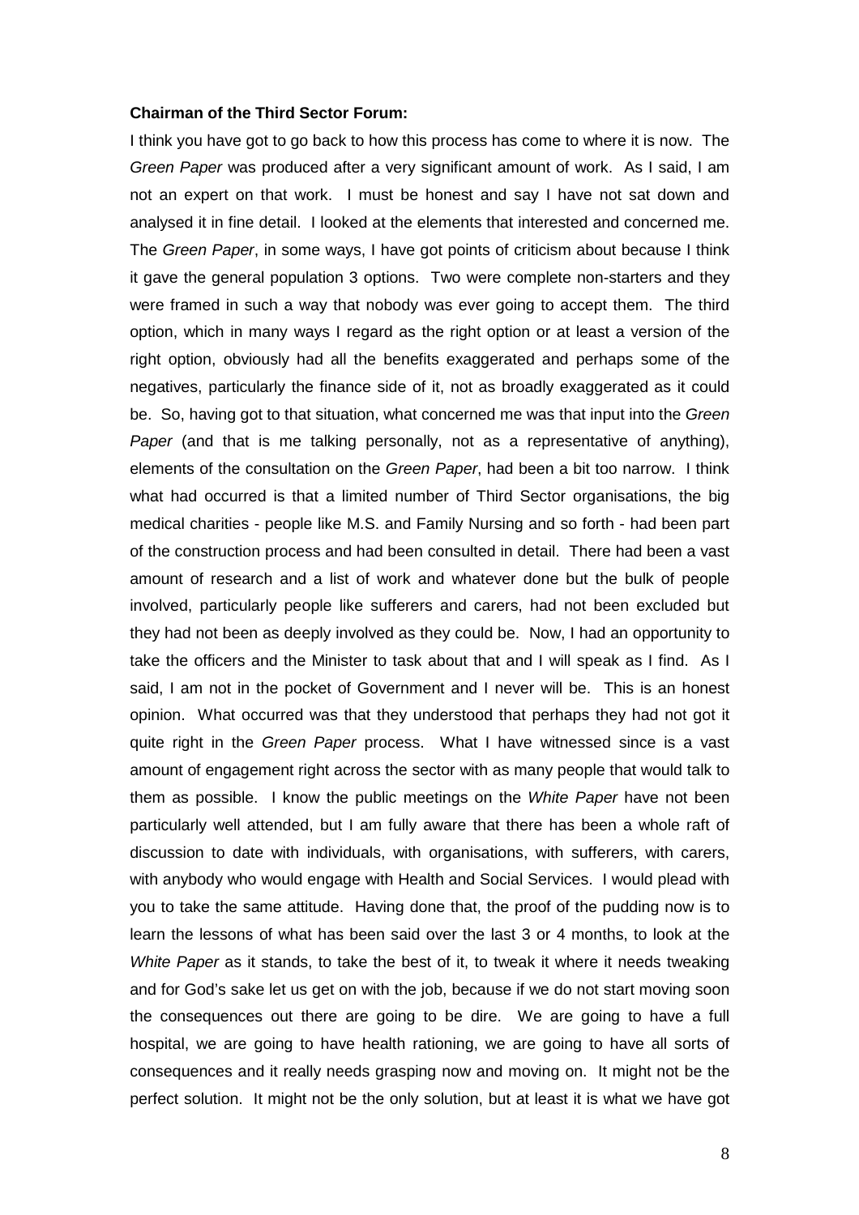**Chairman of the Third Sector Forum:**

I think you have got to go back to how this process has come to where it is now. The *Green Paper* was produced after a very significant amount of work. As I said, I am not an expert on that work. I must be honest and say I have not sat down and analysed it in fine detail. I looked at the elements that interested and concerned me. The *Green Paper*, in some ways, I have got points of criticism about because I think it gave the general population 3 options. Two were complete non-starters and they were framed in such a way that nobody was ever going to accept them. The third option, which in many ways I regard as the right option or at least a version of the right option, obviously had all the benefits exaggerated and perhaps some of the negatives, particularly the finance side of it, not as broadly exaggerated as it could be. So, having got to that situation, what concerned me was that input into the *Green Paper* (and that is me talking personally, not as a representative of anything), elements of the consultation on the *Green Paper*, had been a bit too narrow. I think what had occurred is that a limited number of Third Sector organisations, the big medical charities - people like M.S. and Family Nursing and so forth - had been part of the construction process and had been consulted in detail. There had been a vast amount of research and a list of work and whatever done but the bulk of people involved, particularly people like sufferers and carers, had not been excluded but they had not been as deeply involved as they could be. Now, I had an opportunity to take the officers and the Minister to task about that and I will speak as I find. As I said, I am not in the pocket of Government and I never will be. This is an honest opinion. What occurred was that they understood that perhaps they had not got it quite right in the *Green Paper* process. What I have witnessed since is a vast amount of engagement right across the sector with as many people that would talk to them as possible. I know the public meetings on the *White Paper* have not been particularly well attended, but I am fully aware that there has been a whole raft of discussion to date with individuals, with organisations, with sufferers, with carers, with anybody who would engage with Health and Social Services. I would plead with you to take the same attitude. Having done that, the proof of the pudding now is to learn the lessons of what has been said over the last 3 or 4 months, to look at the *White Paper* as it stands, to take the best of it, to tweak it where it needs tweaking and for God's sake let us get on with the job, because if we do not start moving soon the consequences out there are going to be dire. We are going to have a full hospital, we are going to have health rationing, we are going to have all sorts of consequences and it really needs grasping now and moving on. It might not be the perfect solution. It might not be the only solution, but at least it is what we have got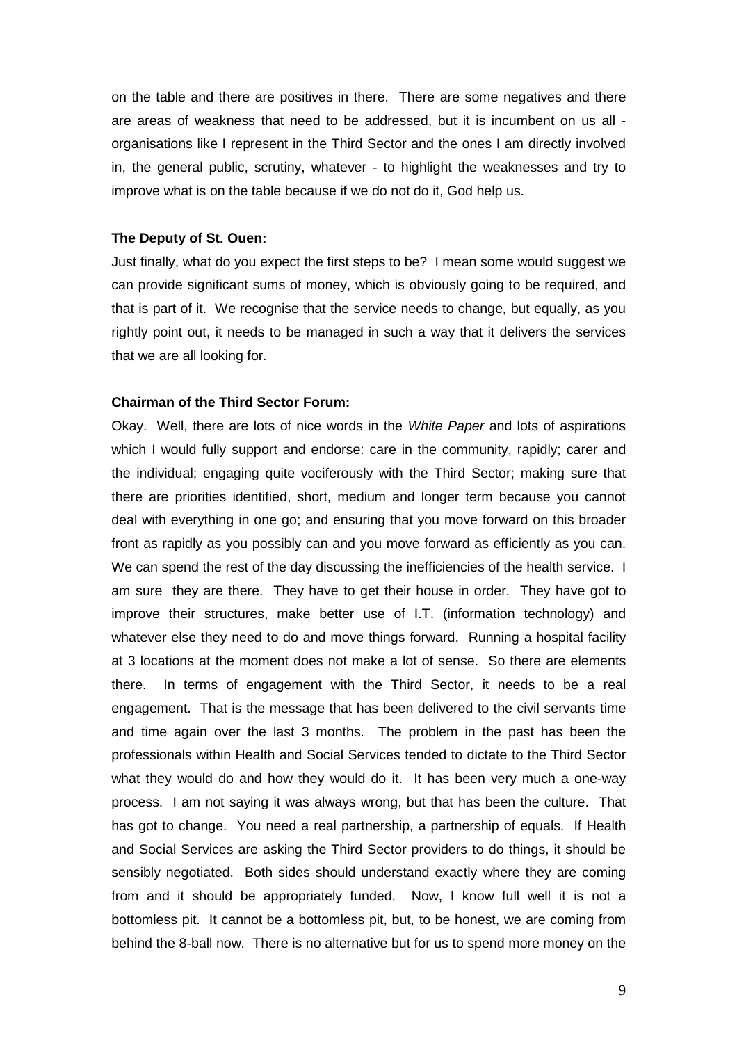on the table and there are positives in there. There are some negatives and there are areas of weakness that need to be addressed, but it is incumbent on us all - organisations like I represent in the Third Sector and the ones I am directly involved in, the general public, scrutiny, whatever - to highlight the weaknesses and try to improve what is on the table because if we do not do it, God help us.

**The Deputy of St. Ouen:**

Just finally, what do you expect the first steps to be? I mean some would suggest we can provide significant sums of money, which is obviously going to be required, and that is part of it. We recognise that the service needs to change, but equally, as you rightly point out, it needs to be managed in such a way that it delivers the services that we are all looking for.

**Chairman of the Third Sector Forum:**

Okay. Well, there are lots of nice words in the *White Paper* and lots of aspirations which I would fully support and endorse: care in the community, rapidly; carer and the individual; engaging quite vociferously with the Third Sector; making sure that there are priorities identified, short, medium and longer term because you cannot deal with everything in one go; and ensuring that you move forward on this broader front as rapidly as you possibly can and you move forward as efficiently as you can. We can spend the rest of the day discussing the inefficiencies of the health service. I am sure they are there. They have to get their house in order. They have got to improve their structures, make better use of I.T. (information technology) and whatever else they need to do and move things forward. Running a hospital facility at 3 locations at the moment does not make a lot of sense. So there are elements there. In terms of engagement with the Third Sector, it needs to be a real engagement. That is the message that has been delivered to the civil servants time and time again over the last 3 months. The problem in the past has been the professionals within Health and Social Services tended to dictate to the Third Sector what they would do and how they would do it. It has been very much a one-way process. I am not saying it was always wrong, but that has been the culture. That has got to change. You need a real partnership, a partnership of equals. If Health and Social Services are asking the Third Sector providers to do things, it should be sensibly negotiated. Both sides should understand exactly where they are coming from and it should be appropriately funded. Now, I know full well it is not a bottomless pit. It cannot be a bottomless pit, but, to be honest, we are coming from behind the 8-ball now. There is no alternative but for us to spend more money on the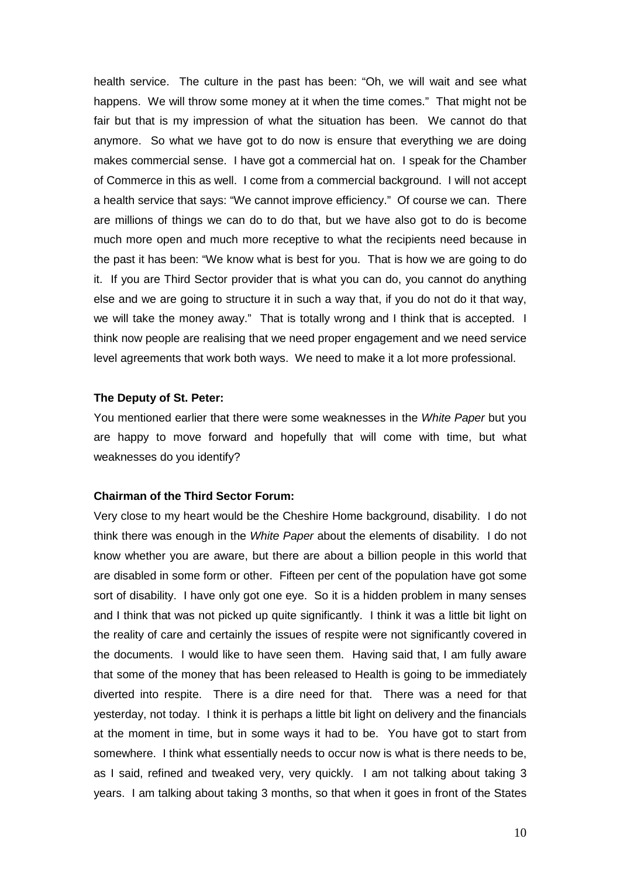health service. The culture in the past has been: "Oh, we will wait and see what happens. We will throw some money at it when the time comes." That might not be fair but that is my impression of what the situation has been. We cannot do that anymore. So what we have got to do now is ensure that everything we are doing makes commercial sense. I have got a commercial hat on. I speak for the Chamber of Commerce in this as well. I come from a commercial background. I will not accept a health service that says: "We cannot improve efficiency." Of course we can. There are millions of things we can do to do that, but we have also got to do is become much more open and much more receptive to what the recipients need because in the past it has been: "We know what is best for you. That is how we are going to do it. If you are Third Sector provider that is what you can do, you cannot do anything else and we are going to structure it in such a way that, if you do not do it that way, we will take the money away." That is totally wrong and I think that is accepted. I think now people are realising that we need proper engagement and we need service level agreements that work both ways. We need to make it a lot more professional.

**The Deputy of St. Peter:**

You mentioned earlier that there were some weaknesses in the *White Paper* but you are happy to move forward and hopefully that will come with time, but what weaknesses do you identify?

**Chairman of the Third Sector Forum:**

Very close to my heart would be the Cheshire Home background, disability. I do not think there was enough in the *White Paper* about the elements of disability. I do not know whether you are aware, but there are about a billion people in this world that are disabled in some form or other. Fifteen per cent of the population have got some sort of disability. I have only got one eye. So it is a hidden problem in many senses and I think that was not picked up quite significantly. I think it was a little bit light on the reality of care and certainly the issues of respite were not significantly covered in the documents. I would like to have seen them. Having said that, I am fully aware that some of the money that has been released to Health is going to be immediately diverted into respite. There is a dire need for that. There was a need for that yesterday, not today. I think it is perhaps a little bit light on delivery and the financials at the moment in time, but in some ways it had to be. You have got to start from somewhere. I think what essentially needs to occur now is what is there needs to be, as I said, refined and tweaked very, very quickly. I am not talking about taking 3 years. I am talking about taking 3 months, so that when it goes in front of the States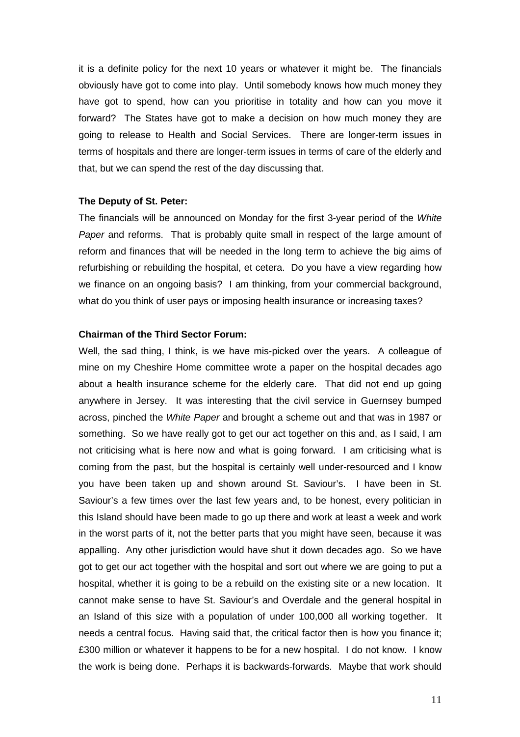it is a definite policy for the next 10 years or whatever it might be. The financials obviously have got to come into play. Until somebody knows how much money they have got to spend, how can you prioritise in totality and how can you move it forward? The States have got to make a decision on how much money they are going to release to Health and Social Services. There are longer-term issues in terms of hospitals and there are longer-term issues in terms of care of the elderly and that, but we can spend the rest of the day discussing that.

**The Deputy of St. Peter:**

The financials will be announced on Monday for the first 3-year period of the *White Paper* and reforms. That is probably quite small in respect of the large amount of reform and finances that will be needed in the long term to achieve the big aims of refurbishing or rebuilding the hospital, et cetera. Do you have a view regarding how we finance on an ongoing basis? I am thinking, from your commercial background, what do you think of user pays or imposing health insurance or increasing taxes?

**Chairman of the Third Sector Forum:**

Well, the sad thing, I think, is we have mis-picked over the years. A colleague of mine on my Cheshire Home committee wrote a paper on the hospital decades ago about a health insurance scheme for the elderly care. That did not end up going anywhere in Jersey. It was interesting that the civil service in Guernsey bumped across, pinched the *White Paper* and brought a scheme out and that was in 1987 or something. So we have really got to get our act together on this and, as I said, I am not criticising what is here now and what is going forward. I am criticising what is coming from the past, but the hospital is certainly well under-resourced and I know you have been taken up and shown around St. Saviour's. I have been in St. Saviour's a few times over the last few years and, to be honest, every politician in this Island should have been made to go up there and work at least a week and work in the worst parts of it, not the better parts that you might have seen, because it was appalling. Any other jurisdiction would have shut it down decades ago. So we have got to get our act together with the hospital and sort out where we are going to put a hospital, whether it is going to be a rebuild on the existing site or a new location. It cannot make sense to have St. Saviour's and Overdale and the general hospital in an Island of this size with a population of under 100,000 all working together. It needs a central focus. Having said that, the critical factor then is how you finance it; £300 million or whatever it happens to be for a new hospital. I do not know. I know the work is being done. Perhaps it is backwards-forwards. Maybe that work should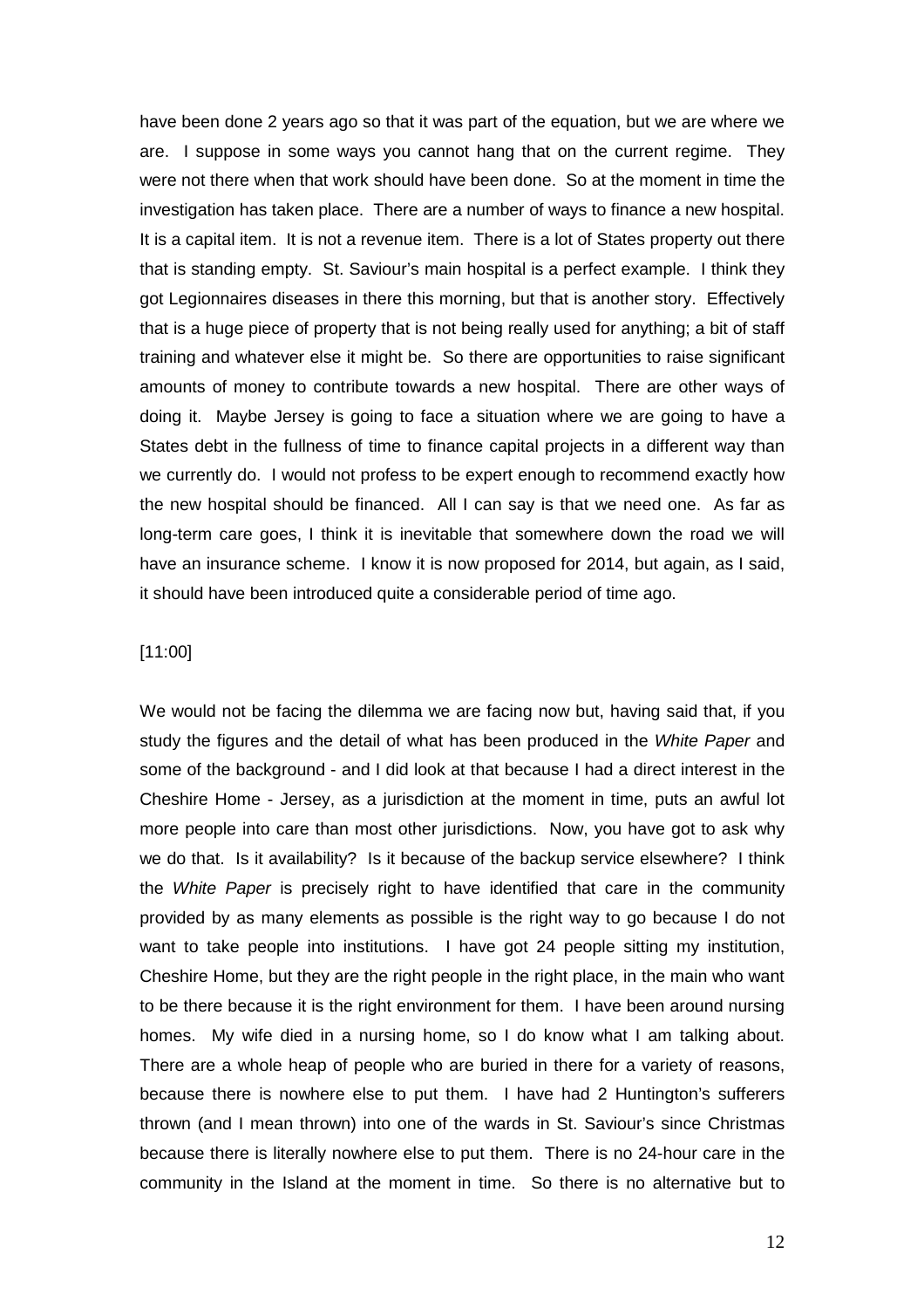have been done 2 years ago so that it was part of the equation, but we are where we are. I suppose in some ways you cannot hang that on the current regime. They were not there when that work should have been done. So at the moment in time the investigation has taken place. There are a number of ways to finance a new hospital. It is a capital item. It is not a revenue item. There is a lot of States property out there that is standing empty. St. Saviour's main hospital is a perfect example. I think they got Legionnaires diseases in there this morning, but that is another story. Effectively that is a huge piece of property that is not being really used for anything; a bit of staff training and whatever else it might be. So there are opportunities to raise significant amounts of money to contribute towards a new hospital. There are other ways of doing it. Maybe Jersey is going to face a situation where we are going to have a States debt in the fullness of time to finance capital projects in a different way than we currently do. I would not profess to be expert enough to recommend exactly how the new hospital should be financed. All I can say is that we need one. As far as long-term care goes, I think it is inevitable that somewhere down the road we will have an insurance scheme. I know it is now proposed for 2014, but again, as I said, it should have been introduced quite a considerable period of time ago.

[11:00]

We would not be facing the dilemma we are facing now but, having said that, if you study the figures and the detail of what has been produced in the *White Paper* and some of the background - and I did look at that because I had a direct interest in the Cheshire Home - Jersey, as a jurisdiction at the moment in time, puts an awful lot more people into care than most other jurisdictions. Now, you have got to ask why we do that. Is it availability? Is it because of the backup service elsewhere? I think the *White Paper* is precisely right to have identified that care in the community provided by as many elements as possible is the right way to go because I do not want to take people into institutions. I have got 24 people sitting my institution, Cheshire Home, but they are the right people in the right place, in the main who want to be there because it is the right environment for them. I have been around nursing homes. My wife died in a nursing home, so I do know what I am talking about. There are a whole heap of people who are buried in there for a variety of reasons, because there is nowhere else to put them. I have had 2 Huntington's sufferers thrown (and I mean thrown) into one of the wards in St. Saviour's since Christmas because there is literally nowhere else to put them. There is no 24-hour care in the community in the Island at the moment in time. So there is no alternative but to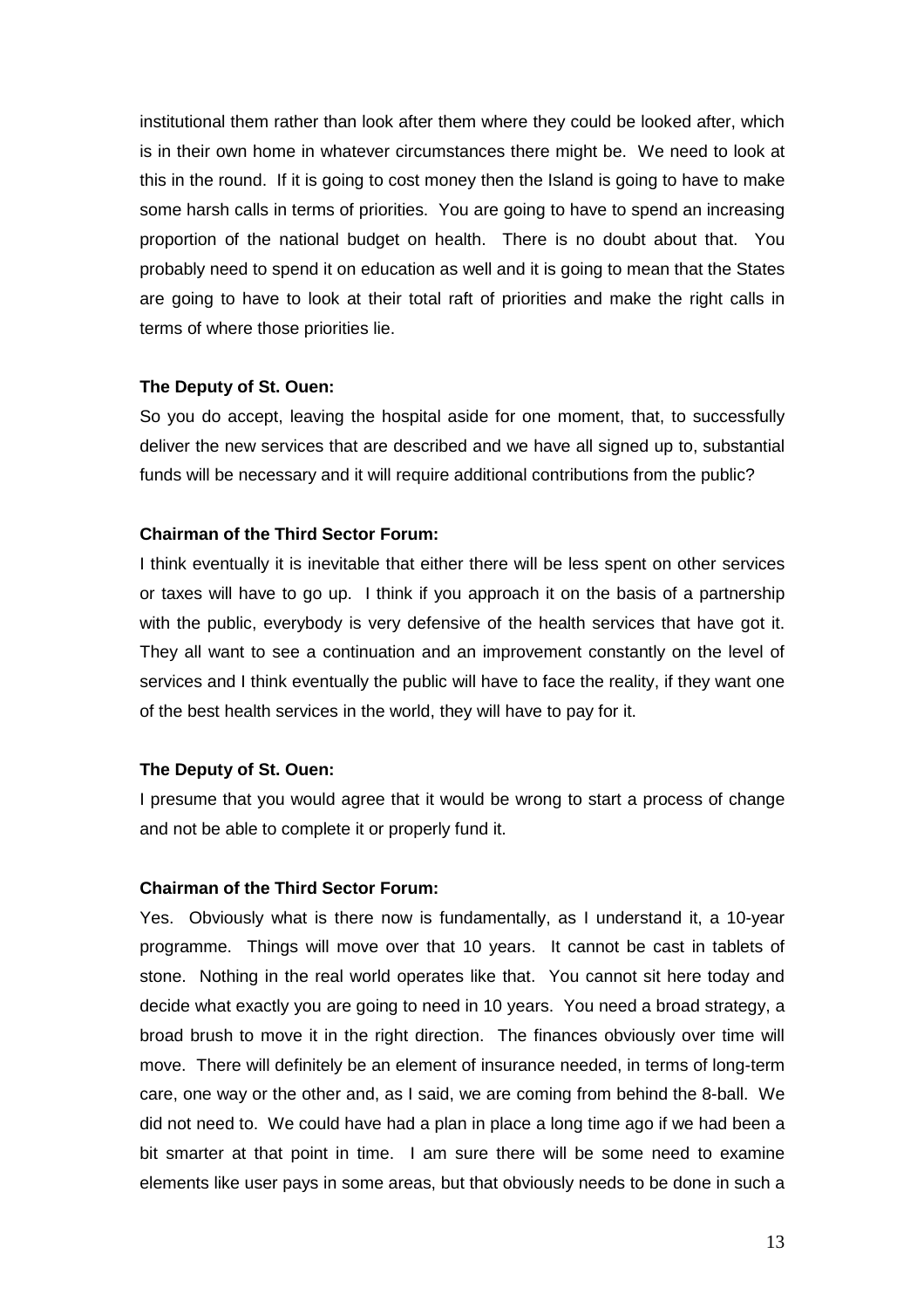institutional them rather than look after them where they could be looked after, which is in their own home in whatever circumstances there might be. We need to look at this in the round. If it is going to cost money then the Island is going to have to make some harsh calls in terms of priorities. You are going to have to spend an increasing proportion of the national budget on health. There is no doubt about that. You probably need to spend it on education as well and it is going to mean that the States are going to have to look at their total raft of priorities and make the right calls in terms of where those priorities lie.

**The Deputy of St. Ouen:**

So you do accept, leaving the hospital aside for one moment, that, to successfully deliver the new services that are described and we have all signed up to, substantial funds will be necessary and it will require additional contributions from the public?

**Chairman of the Third Sector Forum:**

I think eventually it is inevitable that either there will be less spent on other services or taxes will have to go up. I think if you approach it on the basis of a partnership with the public, everybody is very defensive of the health services that have got it. They all want to see a continuation and an improvement constantly on the level of services and I think eventually the public will have to face the reality, if they want one of the best health services in the world, they will have to pay for it.

**The Deputy of St. Ouen:**

I presume that you would agree that it would be wrong to start a process of change and not be able to complete it or properly fund it.

**Chairman of the Third Sector Forum:**

Yes. Obviously what is there now is fundamentally, as I understand it, a 10-year programme. Things will move over that 10 years. It cannot be cast in tablets of stone. Nothing in the real world operates like that. You cannot sit here today and decide what exactly you are going to need in 10 years. You need a broad strategy, a broad brush to move it in the right direction. The finances obviously over time will move. There will definitely be an element of insurance needed, in terms of long-term care, one way or the other and, as I said, we are coming from behind the 8-ball. We did not need to. We could have had a plan in place a long time ago if we had been a bit smarter at that point in time. I am sure there will be some need to examine elements like user pays in some areas, but that obviously needs to be done in such a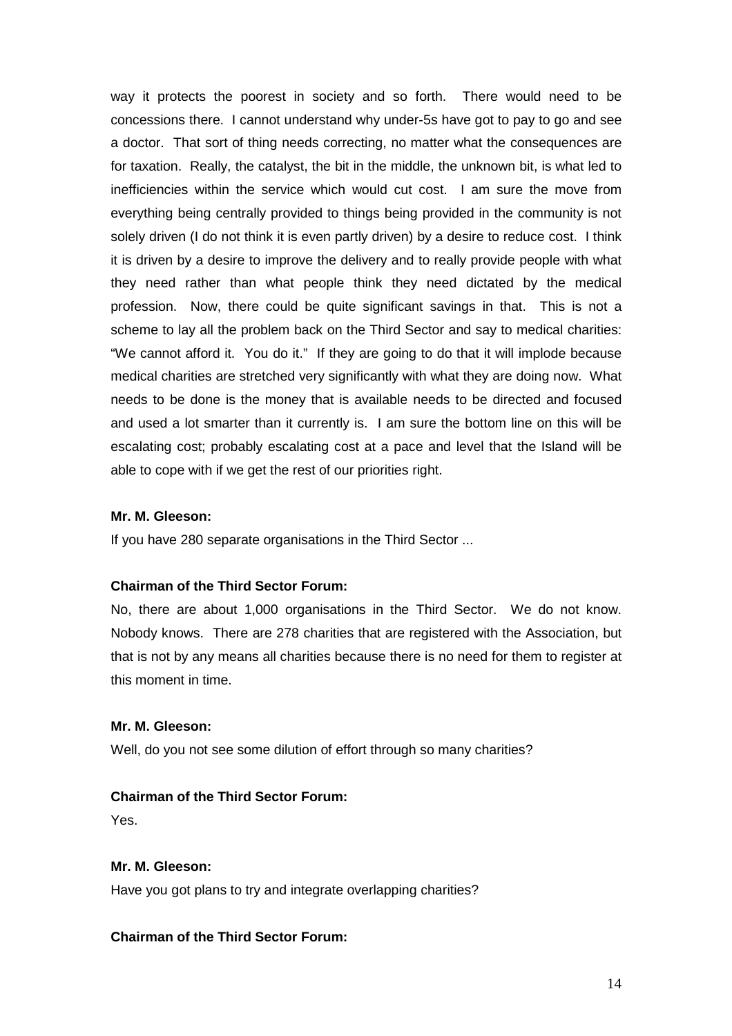way it protects the poorest in society and so forth. There would need to be concessions there. I cannot understand why under-5s have got to pay to go and see a doctor. That sort of thing needs correcting, no matter what the consequences are for taxation. Really, the catalyst, the bit in the middle, the unknown bit, is what led to inefficiencies within the service which would cut cost. I am sure the move from everything being centrally provided to things being provided in the community is not solely driven (I do not think it is even partly driven) by a desire to reduce cost. I think it is driven by a desire to improve the delivery and to really provide people with what they need rather than what people think they need dictated by the medical profession. Now, there could be quite significant savings in that. This is not a scheme to lay all the problem back on the Third Sector and say to medical charities: "We cannot afford it. You do it." If they are going to do that it will implode because medical charities are stretched very significantly with what they are doing now. What needs to be done is the money that is available needs to be directed and focused and used a lot smarter than it currently is. I am sure the bottom line on this will be escalating cost; probably escalating cost at a pace and level that the Island will be able to cope with if we get the rest of our priorities right.

**Mr. M. Gleeson:**

If you have 280 separate organisations in the Third Sector ...

**Chairman of the Third Sector Forum:**

No, there are about 1,000 organisations in the Third Sector. We do not know. Nobody knows. There are 278 charities that are registered with the Association, but that is not by any means all charities because there is no need for them to register at this moment in time.

**Mr. M. Gleeson:**

Well, do you not see some dilution of effort through so many charities?

**Chairman of the Third Sector Forum:**

Yes.

**Mr. M. Gleeson:**

Have you got plans to try and integrate overlapping charities?

**Chairman of the Third Sector Forum:**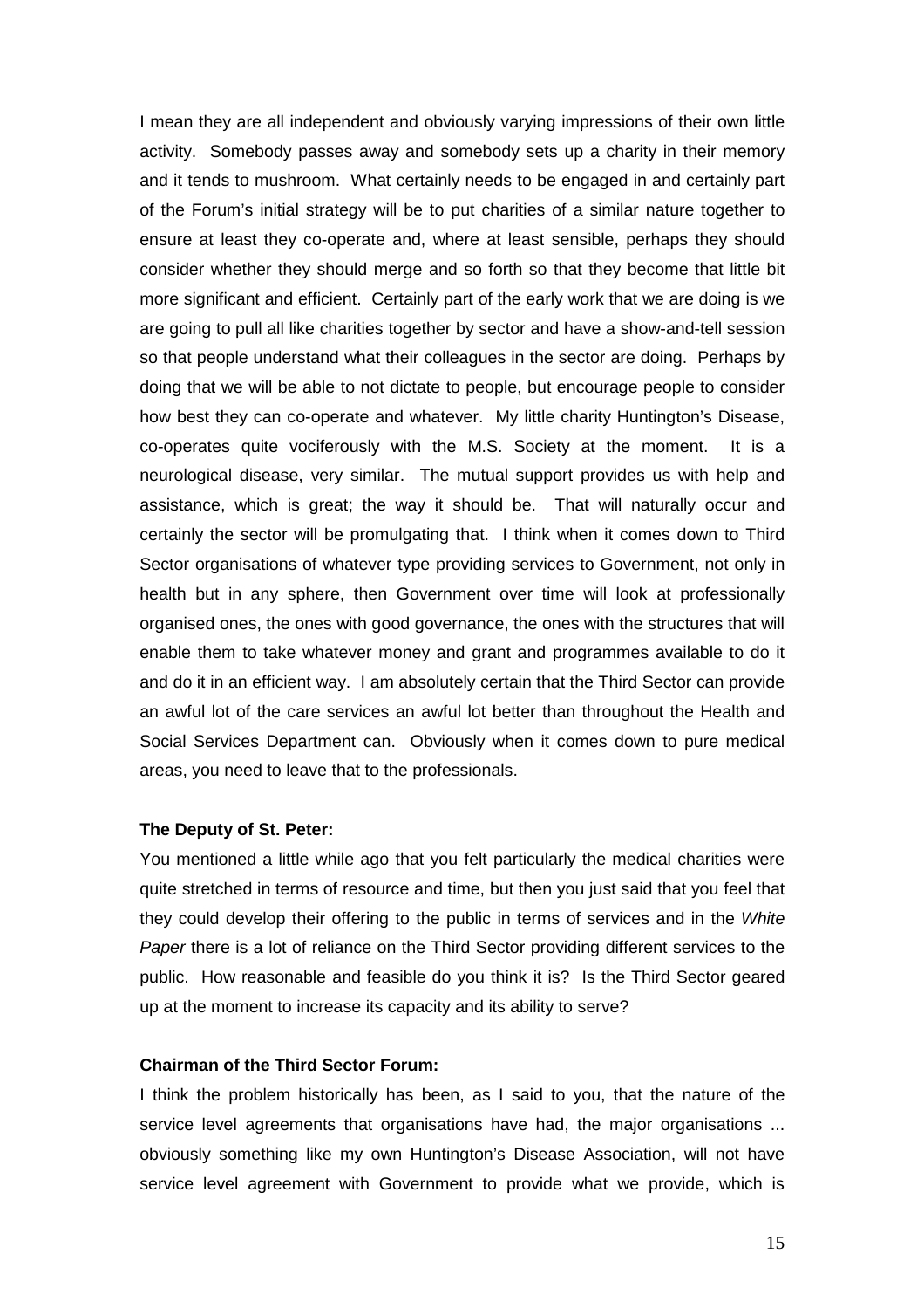I mean they are all independent and obviously varying impressions of their own little activity. Somebody passes away and somebody sets up a charity in their memory and it tends to mushroom. What certainly needs to be engaged in and certainly part of the Forum's initial strategy will be to put charities of a similar nature together to ensure at least they co-operate and, where at least sensible, perhaps they should consider whether they should merge and so forth so that they become that little bit more significant and efficient. Certainly part of the early work that we are doing is we are going to pull all like charities together by sector and have a show-and-tell session so that people understand what their colleagues in the sector are doing. Perhaps by doing that we will be able to not dictate to people, but encourage people to consider how best they can co-operate and whatever. My little charity Huntington's Disease, co-operates quite vociferously with the M.S. Society at the moment. It is a neurological disease, very similar. The mutual support provides us with help and assistance, which is great; the way it should be. That will naturally occur and certainly the sector will be promulgating that. I think when it comes down to Third Sector organisations of whatever type providing services to Government, not only in health but in any sphere, then Government over time will look at professionally organised ones, the ones with good governance, the ones with the structures that will enable them to take whatever money and grant and programmes available to do it and do it in an efficient way. I am absolutely certain that the Third Sector can provide an awful lot of the care services an awful lot better than throughout the Health and Social Services Department can. Obviously when it comes down to pure medical areas, you need to leave that to the professionals.

**The Deputy of St. Peter:**

You mentioned a little while ago that you felt particularly the medical charities were quite stretched in terms of resource and time, but then you just said that you feel that they could develop their offering to the public in terms of services and in the *White Paper* there is a lot of reliance on the Third Sector providing different services to the public. How reasonable and feasible do you think it is? Is the Third Sector geared up at the moment to increase its capacity and its ability to serve?

**Chairman of the Third Sector Forum:**

I think the problem historically has been, as I said to you, that the nature of the service level agreements that organisations have had, the major organisations ... obviously something like my own Huntington's Disease Association, will not have service level agreement with Government to provide what we provide, which is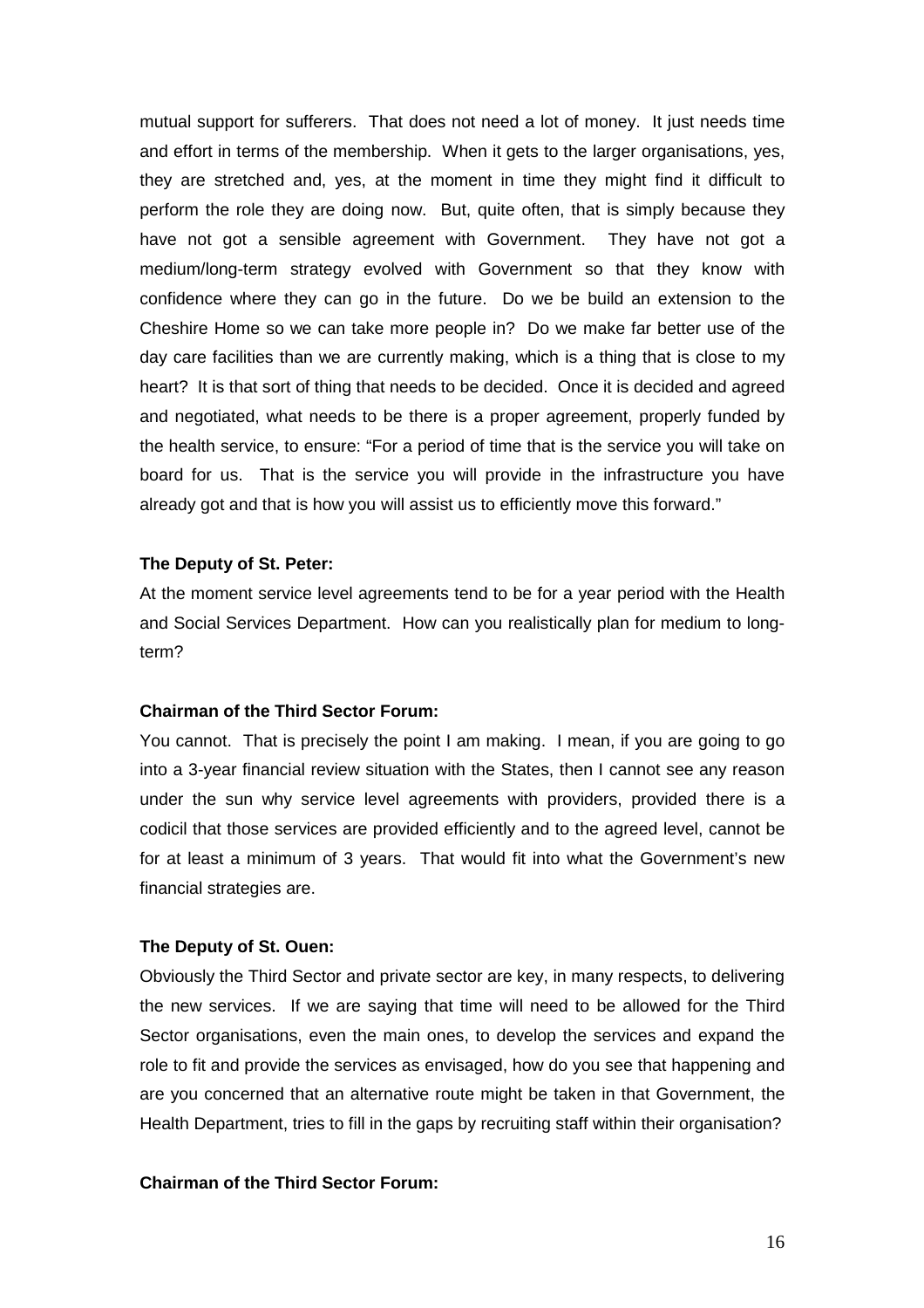mutual support for sufferers. That does not need a lot of money. It just needs time and effort in terms of the membership. When it gets to the larger organisations, yes, they are stretched and, yes, at the moment in time they might find it difficult to perform the role they are doing now. But, quite often, that is simply because they have not got a sensible agreement with Government. They have not got a medium/long-term strategy evolved with Government so that they know with confidence where they can go in the future. Do we be build an extension to the Cheshire Home so we can take more people in? Do we make far better use of the day care facilities than we are currently making, which is a thing that is close to my heart? It is that sort of thing that needs to be decided. Once it is decided and agreed and negotiated, what needs to be there is a proper agreement, properly funded by the health service, to ensure: "For a period of time that is the service you will take on board for us. That is the service you will provide in the infrastructure you have already got and that is how you will assist us to efficiently move this forward."

**The Deputy of St. Peter:**

At the moment service level agreements tend to be for a year period with the Health and Social Services Department. How can you realistically plan for medium to long-term?

**Chairman of the Third Sector Forum:**

You cannot. That is precisely the point I am making. I mean, if you are going to go into a 3-year financial review situation with the States, then I cannot see any reason under the sun why service level agreements with providers, provided there is a codicil that those services are provided efficiently and to the agreed level, cannot be for at least a minimum of 3 years. That would fit into what the Government's new financial strategies are.

**The Deputy of St. Ouen:**

Obviously the Third Sector and private sector are key, in many respects, to delivering the new services. If we are saying that time will need to be allowed for the Third Sector organisations, even the main ones, to develop the services and expand the role to fit and provide the services as envisaged, how do you see that happening and are you concerned that an alternative route might be taken in that Government, the Health Department, tries to fill in the gaps by recruiting staff within their organisation?

**Chairman of the Third Sector Forum:**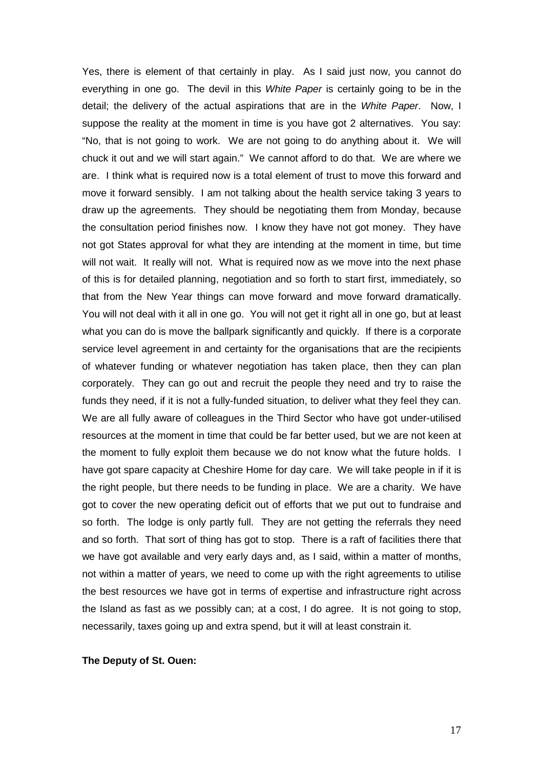Yes, there is element of that certainly in play. As I said just now, you cannot do everything in one go. The devil in this *White Paper* is certainly going to be in the detail; the delivery of the actual aspirations that are in the *White Paper*. Now, I suppose the reality at the moment in time is you have got 2 alternatives. You say: "No, that is not going to work. We are not going to do anything about it. We will chuck it out and we will start again." We cannot afford to do that. We are where we are. I think what is required now is a total element of trust to move this forward and move it forward sensibly. I am not talking about the health service taking 3 years to draw up the agreements. They should be negotiating them from Monday, because the consultation period finishes now. I know they have not got money. They have not got States approval for what they are intending at the moment in time, but time will not wait. It really will not. What is required now as we move into the next phase of this is for detailed planning, negotiation and so forth to start first, immediately, so that from the New Year things can move forward and move forward dramatically. You will not deal with it all in one go. You will not get it right all in one go, but at least what you can do is move the ballpark significantly and quickly. If there is a corporate service level agreement in and certainty for the organisations that are the recipients of whatever funding or whatever negotiation has taken place, then they can plan corporately. They can go out and recruit the people they need and try to raise the funds they need, if it is not a fully-funded situation, to deliver what they feel they can. We are all fully aware of colleagues in the Third Sector who have got under-utilised resources at the moment in time that could be far better used, but we are not keen at the moment to fully exploit them because we do not know what the future holds. I have got spare capacity at Cheshire Home for day care. We will take people in if it is the right people, but there needs to be funding in place. We are a charity. We have got to cover the new operating deficit out of efforts that we put out to fundraise and so forth. The lodge is only partly full. They are not getting the referrals they need and so forth. That sort of thing has got to stop. There is a raft of facilities there that we have got available and very early days and, as I said, within a matter of months, not within a matter of years, we need to come up with the right agreements to utilise the best resources we have got in terms of expertise and infrastructure right across the Island as fast as we possibly can; at a cost, I do agree. It is not going to stop, necessarily, taxes going up and extra spend, but it will at least constrain it.

**The Deputy of St. Ouen:**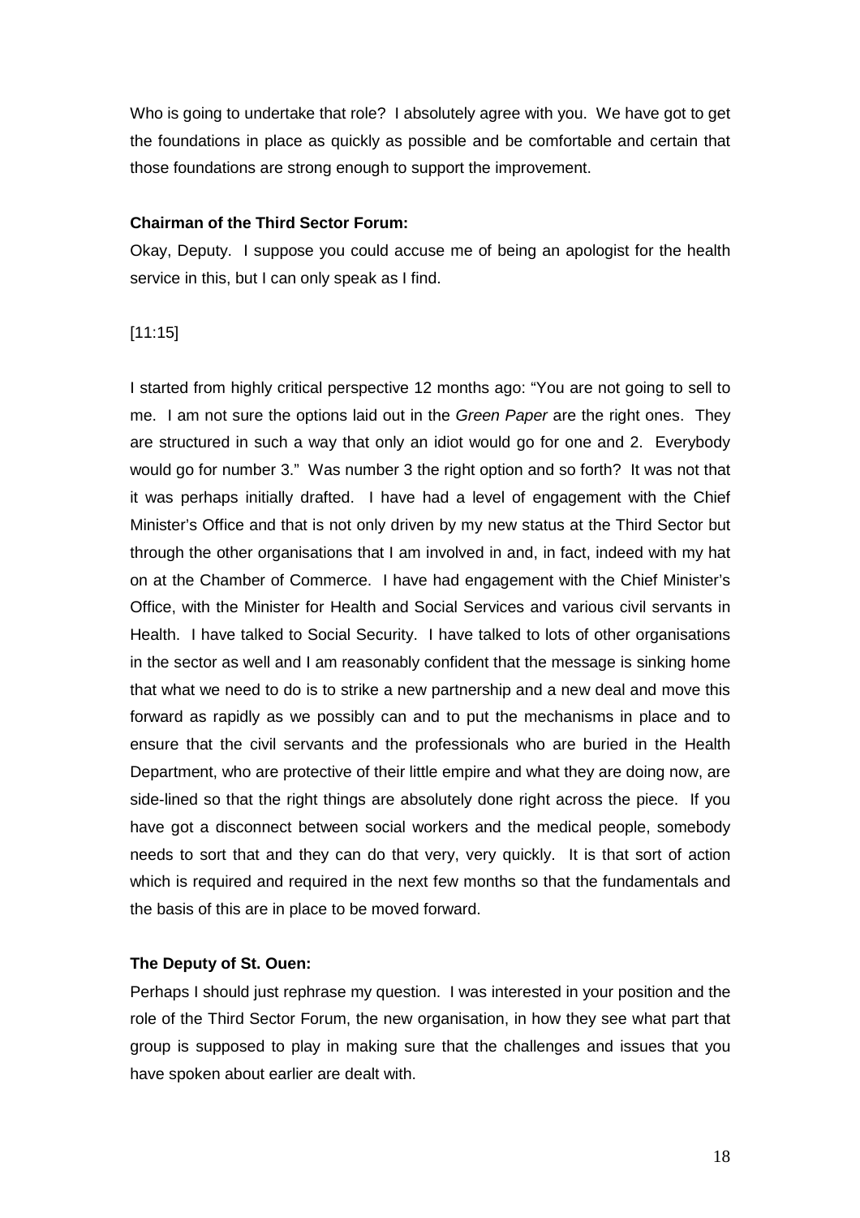Who is going to undertake that role? I absolutely agree with you. We have got to get the foundations in place as quickly as possible and be comfortable and certain that those foundations are strong enough to support the improvement.

**Chairman of the Third Sector Forum:**

Okay, Deputy. I suppose you could accuse me of being an apologist for the health service in this, but I can only speak as I find.

[11:15]

I started from highly critical perspective 12 months ago: "You are not going to sell to me. I am not sure the options laid out in the *Green Paper* are the right ones. They are structured in such a way that only an idiot would go for one and 2. Everybody would go for number 3." Was number 3 the right option and so forth? It was not that it was perhaps initially drafted. I have had a level of engagement with the Chief Minister's Office and that is not only driven by my new status at the Third Sector but through the other organisations that I am involved in and, in fact, indeed with my hat on at the Chamber of Commerce. I have had engagement with the Chief Minister's Office, with the Minister for Health and Social Services and various civil servants in Health. I have talked to Social Security. I have talked to lots of other organisations in the sector as well and I am reasonably confident that the message is sinking home that what we need to do is to strike a new partnership and a new deal and move this forward as rapidly as we possibly can and to put the mechanisms in place and to ensure that the civil servants and the professionals who are buried in the Health Department, who are protective of their little empire and what they are doing now, are side-lined so that the right things are absolutely done right across the piece. If you have got a disconnect between social workers and the medical people, somebody needs to sort that and they can do that very, very quickly. It is that sort of action which is required and required in the next few months so that the fundamentals and the basis of this are in place to be moved forward.

**The Deputy of St. Ouen:**

Perhaps I should just rephrase my question. I was interested in your position and the role of the Third Sector Forum, the new organisation, in how they see what part that group is supposed to play in making sure that the challenges and issues that you have spoken about earlier are dealt with.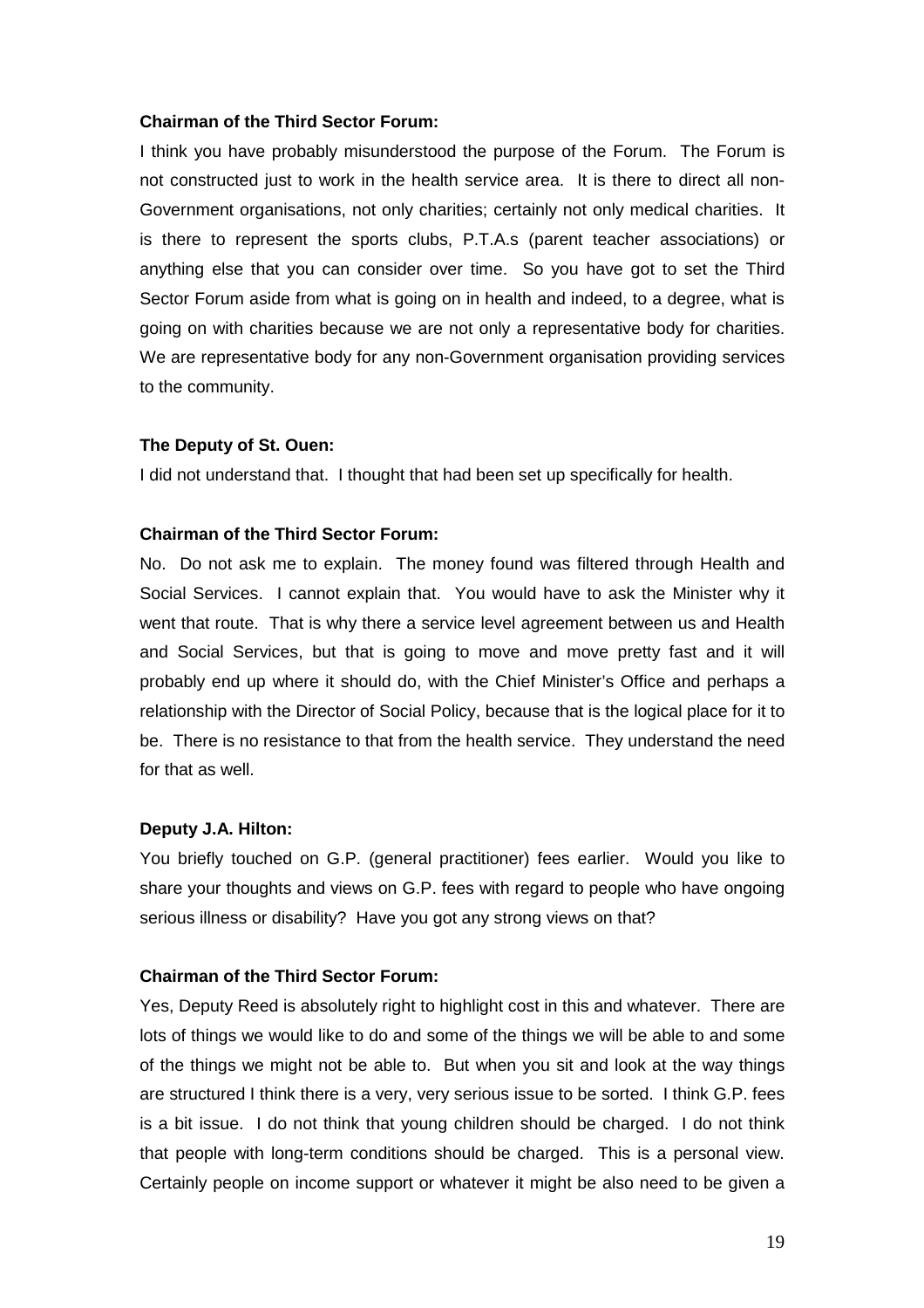**Chairman of the Third Sector Forum:**

I think you have probably misunderstood the purpose of the Forum. The Forum is not constructed just to work in the health service area. It is there to direct all non-Government organisations, not only charities; certainly not only medical charities. It is there to represent the sports clubs, P.T.A.s (parent teacher associations) or anything else that you can consider over time. So you have got to set the Third Sector Forum aside from what is going on in health and indeed, to a degree, what is going on with charities because we are not only a representative body for charities. We are representative body for any non-Government organisation providing services to the community.

**The Deputy of St. Ouen:**

I did not understand that. I thought that had been set up specifically for health.

**Chairman of the Third Sector Forum:**

No. Do not ask me to explain. The money found was filtered through Health and Social Services. I cannot explain that. You would have to ask the Minister why it went that route. That is why there a service level agreement between us and Health and Social Services, but that is going to move and move pretty fast and it will probably end up where it should do, with the Chief Minister's Office and perhaps a relationship with the Director of Social Policy, because that is the logical place for it to be. There is no resistance to that from the health service. They understand the need for that as well.

**Deputy J.A. Hilton:**

You briefly touched on G.P. (general practitioner) fees earlier. Would you like to share your thoughts and views on G.P. fees with regard to people who have ongoing serious illness or disability? Have you got any strong views on that?

**Chairman of the Third Sector Forum:**

Yes, Deputy Reed is absolutely right to highlight cost in this and whatever. There are lots of things we would like to do and some of the things we will be able to and some of the things we might not be able to. But when you sit and look at the way things are structured I think there is a very, very serious issue to be sorted. I think G.P. fees is a bit issue. I do not think that young children should be charged. I do not think that people with long-term conditions should be charged. This is a personal view. Certainly people on income support or whatever it might be also need to be given a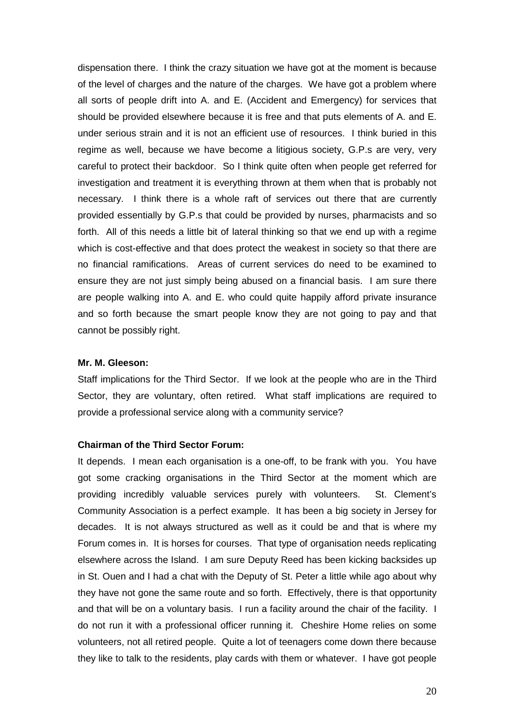dispensation there. I think the crazy situation we have got at the moment is because of the level of charges and the nature of the charges. We have got a problem where all sorts of people drift into A. and E. (Accident and Emergency) for services that should be provided elsewhere because it is free and that puts elements of A. and E. under serious strain and it is not an efficient use of resources. I think buried in this regime as well, because we have become a litigious society, G.P.s are very, very careful to protect their backdoor. So I think quite often when people get referred for investigation and treatment it is everything thrown at them when that is probably not necessary. I think there is a whole raft of services out there that are currently provided essentially by G.P.s that could be provided by nurses, pharmacists and so forth. All of this needs a little bit of lateral thinking so that we end up with a regime which is cost-effective and that does protect the weakest in society so that there are no financial ramifications. Areas of current services do need to be examined to ensure they are not just simply being abused on a financial basis. I am sure there are people walking into A. and E. who could quite happily afford private insurance and so forth because the smart people know they are not going to pay and that cannot be possibly right.

**Mr. M. Gleeson:**

Staff implications for the Third Sector. If we look at the people who are in the Third Sector, they are voluntary, often retired. What staff implications are required to provide a professional service along with a community service?

**Chairman of the Third Sector Forum:**

It depends. I mean each organisation is a one-off, to be frank with you. You have got some cracking organisations in the Third Sector at the moment which are providing incredibly valuable services purely with volunteers. St. Clement's Community Association is a perfect example. It has been a big society in Jersey for decades. It is not always structured as well as it could be and that is where my Forum comes in. It is horses for courses. That type of organisation needs replicating elsewhere across the Island. I am sure Deputy Reed has been kicking backsides up in St. Ouen and I had a chat with the Deputy of St. Peter a little while ago about why they have not gone the same route and so forth. Effectively, there is that opportunity and that will be on a voluntary basis. I run a facility around the chair of the facility. I do not run it with a professional officer running it. Cheshire Home relies on some volunteers, not all retired people. Quite a lot of teenagers come down there because they like to talk to the residents, play cards with them or whatever. I have got people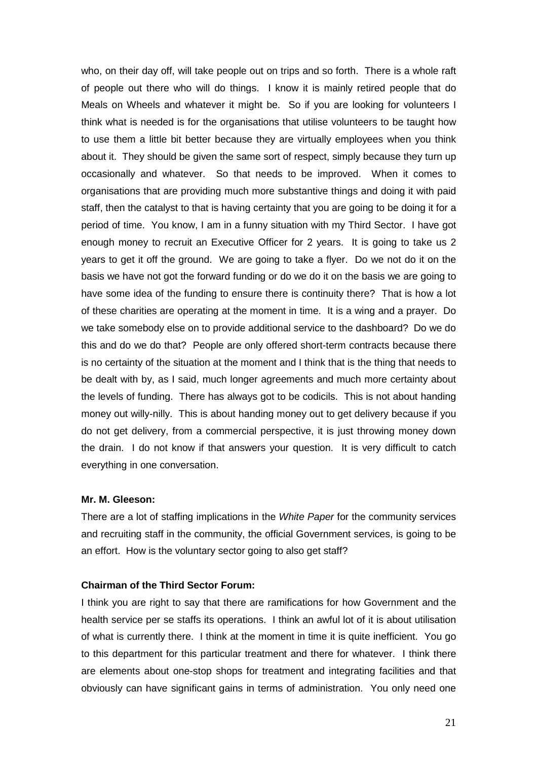who, on their day off, will take people out on trips and so forth. There is a whole raft of people out there who will do things. I know it is mainly retired people that do Meals on Wheels and whatever it might be. So if you are looking for volunteers I think what is needed is for the organisations that utilise volunteers to be taught how to use them a little bit better because they are virtually employees when you think about it. They should be given the same sort of respect, simply because they turn up occasionally and whatever. So that needs to be improved. When it comes to organisations that are providing much more substantive things and doing it with paid staff, then the catalyst to that is having certainty that you are going to be doing it for a period of time. You know, I am in a funny situation with my Third Sector. I have got enough money to recruit an Executive Officer for 2 years. It is going to take us 2 years to get it off the ground. We are going to take a flyer. Do we not do it on the basis we have not got the forward funding or do we do it on the basis we are going to have some idea of the funding to ensure there is continuity there? That is how a lot of these charities are operating at the moment in time. It is a wing and a prayer. Do we take somebody else on to provide additional service to the dashboard? Do we do this and do we do that? People are only offered short-term contracts because there is no certainty of the situation at the moment and I think that is the thing that needs to be dealt with by, as I said, much longer agreements and much more certainty about the levels of funding. There has always got to be codicils. This is not about handing money out willy-nilly. This is about handing money out to get delivery because if you do not get delivery, from a commercial perspective, it is just throwing money down the drain. I do not know if that answers your question. It is very difficult to catch everything in one conversation.

**Mr. M. Gleeson:**

There are a lot of staffing implications in the *White Paper* for the community services and recruiting staff in the community, the official Government services, is going to be an effort. How is the voluntary sector going to also get staff?

**Chairman of the Third Sector Forum:**

I think you are right to say that there are ramifications for how Government and the health service per se staffs its operations. I think an awful lot of it is about utilisation of what is currently there. I think at the moment in time it is quite inefficient. You go to this department for this particular treatment and there for whatever. I think there are elements about one-stop shops for treatment and integrating facilities and that obviously can have significant gains in terms of administration. You only need one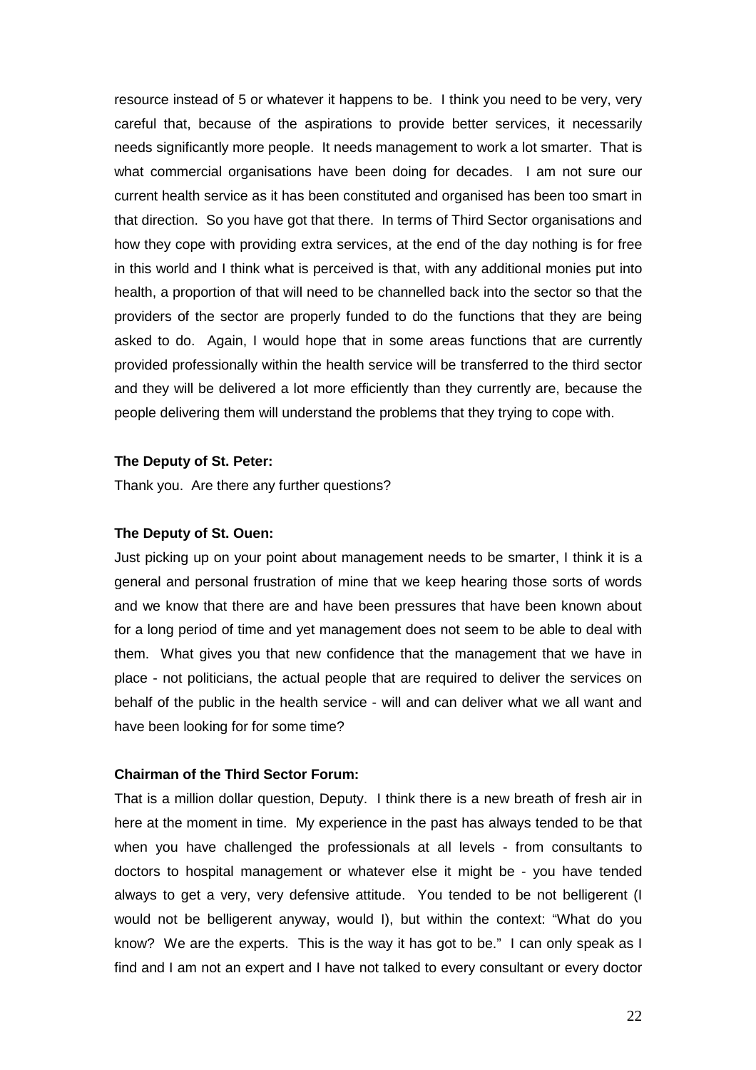resource instead of 5 or whatever it happens to be. I think you need to be very, very careful that, because of the aspirations to provide better services, it necessarily needs significantly more people. It needs management to work a lot smarter. That is what commercial organisations have been doing for decades. I am not sure our current health service as it has been constituted and organised has been too smart in that direction. So you have got that there. In terms of Third Sector organisations and how they cope with providing extra services, at the end of the day nothing is for free in this world and I think what is perceived is that, with any additional monies put into health, a proportion of that will need to be channelled back into the sector so that the providers of the sector are properly funded to do the functions that they are being asked to do. Again, I would hope that in some areas functions that are currently provided professionally within the health service will be transferred to the third sector and they will be delivered a lot more efficiently than they currently are, because the people delivering them will understand the problems that they trying to cope with.

**The Deputy of St. Peter:**

Thank you. Are there any further questions?

**The Deputy of St. Ouen:**

Just picking up on your point about management needs to be smarter, I think it is a general and personal frustration of mine that we keep hearing those sorts of words and we know that there are and have been pressures that have been known about for a long period of time and yet management does not seem to be able to deal with them. What gives you that new confidence that the management that we have in place - not politicians, the actual people that are required to deliver the services on behalf of the public in the health service - will and can deliver what we all want and have been looking for for some time?

**Chairman of the Third Sector Forum:**

That is a million dollar question, Deputy. I think there is a new breath of fresh air in here at the moment in time. My experience in the past has always tended to be that when you have challenged the professionals at all levels - from consultants to doctors to hospital management or whatever else it might be - you have tended always to get a very, very defensive attitude. You tended to be not belligerent (I would not be belligerent anyway, would I), but within the context: "What do you know? We are the experts. This is the way it has got to be." I can only speak as I find and I am not an expert and I have not talked to every consultant or every doctor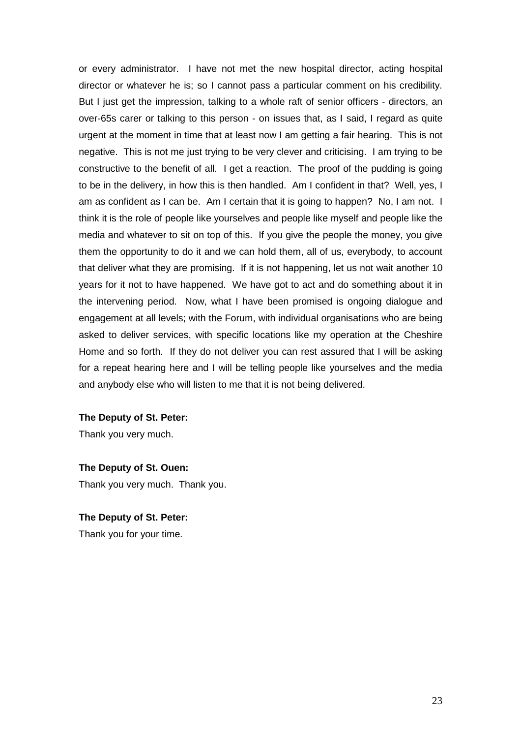or every administrator. I have not met the new hospital director, acting hospital director or whatever he is; so I cannot pass a particular comment on his credibility. But I just get the impression, talking to a whole raft of senior officers - directors, an over-65s carer or talking to this person - on issues that, as I said, I regard as quite urgent at the moment in time that at least now I am getting a fair hearing. This is not negative. This is not me just trying to be very clever and criticising. I am trying to be constructive to the benefit of all. I get a reaction. The proof of the pudding is going to be in the delivery, in how this is then handled. Am I confident in that? Well, yes, I am as confident as I can be. Am I certain that it is going to happen? No, I am not. I think it is the role of people like yourselves and people like myself and people like the media and whatever to sit on top of this. If you give the people the money, you give them the opportunity to do it and we can hold them, all of us, everybody, to account that deliver what they are promising. If it is not happening, let us not wait another 10 years for it not to have happened. We have got to act and do something about it in the intervening period. Now, what I have been promised is ongoing dialogue and engagement at all levels; with the Forum, with individual organisations who are being asked to deliver services, with specific locations like my operation at the Cheshire Home and so forth. If they do not deliver you can rest assured that I will be asking for a repeat hearing here and I will be telling people like yourselves and the media and anybody else who will listen to me that it is not being delivered.

**The Deputy of St. Peter:**

Thank you very much.

**The Deputy of St. Ouen:**

Thank you very much. Thank you.

**The Deputy of St. Peter:**

Thank you for your time.